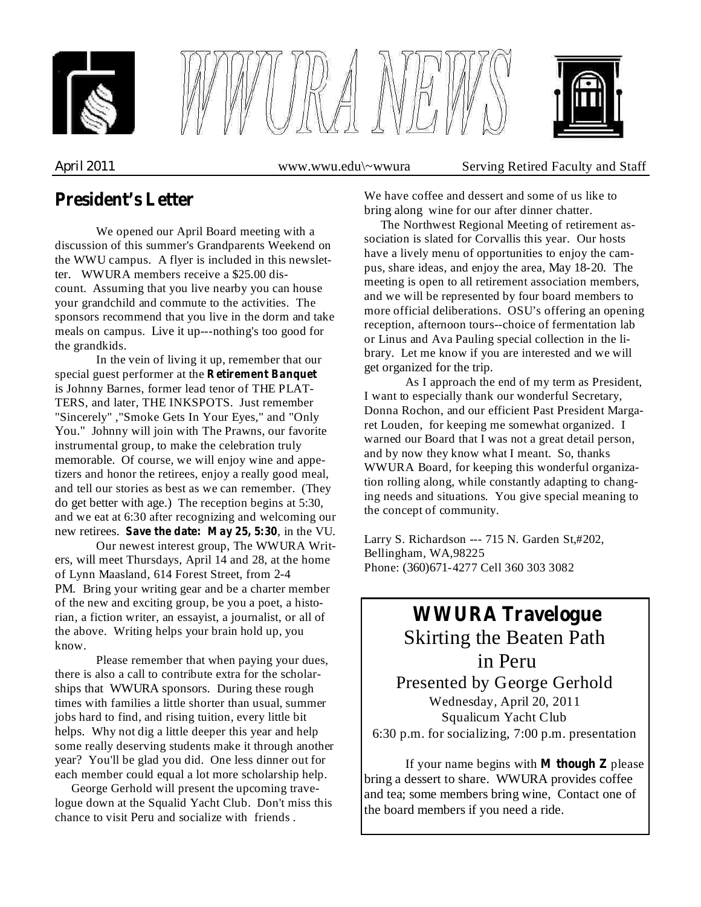# WWURA NEWS

April 2011 www.wwu.edu\~wwura Serving Retired Faculty and Staff

## President's Letter

We opened our April Board meeting with a discussion of this summer's Grandparents Weekend on the WWU campus. A flyer is included in this newsletter. WWURA members receive a $25.00 discount. Assuming that you live nearby you can house your grandchild and commute to the activities. The sponsors recommend that you live in the dorm and take meals on campus. Live it up---nothing's too good for the grandkids.

In the vein of living it up, remember that our special guest performer at the **Retirement Banquet** is Johnny Barnes, former lead tenor of THE PLATTERS, and later, THE INKSPOTS. Just remember "Sincerely" ,"Smoke Gets In Your Eyes," and "Only You." Johnny will join with The Prawns, our favorite instrumental group, to make the celebration truly memorable. Of course, we will enjoy wine and appetizers and honor the retirees, enjoy a really good meal, and tell our stories as best as we can remember. (They do get better with age.) The reception begins at 5:30, and we eat at 6:30 after recognizing and welcoming our new retirees. **Save the date: May 25, 5:30**, in the VU.

Our newest interest group, The WWURA Writers, will meet Thursdays, April 14 and 28, at the home of Lynn Maasland, 614 Forest Street, from 2-4 PM. Bring your writing gear and be a charter member of the new and exciting group, be you a poet, a historian, a fiction writer, an essayist, a journalist, or all of the above. Writing helps your brain hold up, you know.

Please remember that when paying your dues, there is also a call to contribute extra for the scholarships that WWURA sponsors. During these rough times with families a little shorter than usual, summer jobs hard to find, and rising tuition, every little bit helps. Why not dig a little deeper this year and help some really deserving students make it through another year? You'll be glad you did. One less dinner out for each member could equal a lot more scholarship help.

George Gerhold will present the upcoming travelogue down at the Squalid Yacht Club. Don't miss this chance to visit Peru and socialize with friends . We have coffee and dessert and some of us like to bring along wine for our after dinner chatter.

The Northwest Regional Meeting of retirement association is slated for Corvallis this year. Our hosts have a lively menu of opportunities to enjoy the campus, share ideas, and enjoy the area, May 18-20. The meeting is open to all retirement association members, and we will be represented by four board members to more official deliberations. OSU's offering an opening reception, afternoon tours--choice of fermentation lab or Linus and Ava Pauling special collection in the library. Let me know if you are interested and we will get organized for the trip.

As I approach the end of my term as President, I want to especially thank our wonderful Secretary, Donna Rochon, and our efficient Past President Margaret Louden, for keeping me somewhat organized. I warned our Board that I was not a great detail person, and by now they know what I meant. So, thanks WWURA Board, for keeping this wonderful organization rolling along, while constantly adapting to changing needs and situations. You give special meaning to the concept of community.

Larry S. Richardson --- 715 N. Garden St,#202, Bellingham, WA,98225
Phone: (360)671-4277 Cell 360 303 3082

## WWURA Travelogue

### Skirting the Beaten Path in Peru

Presented by George Gerhold

Wednesday, April 20, 2011
Squalicum Yacht Club
6:30 p.m. for socializing, 7:00 p.m. presentation

If your name begins with **M though Z** please bring a dessert to share. WWURA provides coffee and tea; some members bring wine, Contact one of the board members if you need a ride.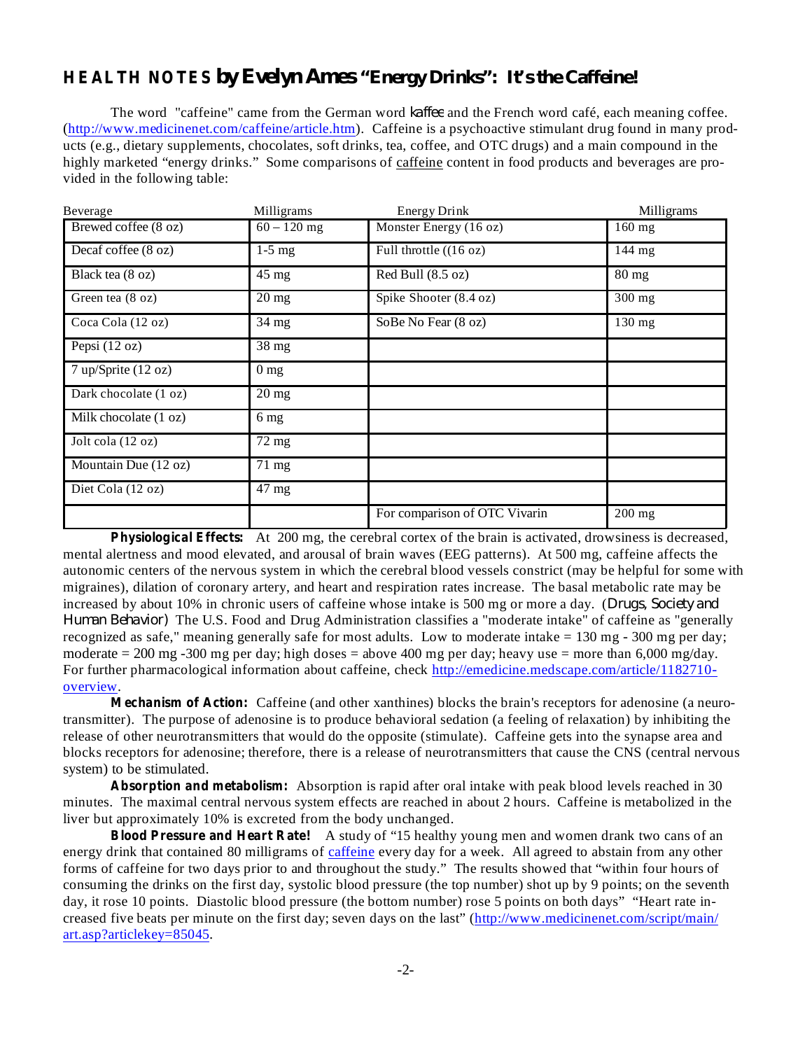## HEALTH NOTES by Evelyn Ames "Energy Drinks": It's the Caffeine!

The word "caffeine" came from the German word *kaffee* and the French word café, each meaning coffee. (http://www.medicinenet.com/caffeine/article.htm). Caffeine is a psychoactive stimulant drug found in many products (e.g., dietary supplements, chocolates, soft drinks, tea, coffee, and OTC drugs) and a main compound in the highly marketed "energy drinks." Some comparisons of caffeine content in food products and beverages are provided in the following table:

| Beverage | Milligrams | Energy Drink | Milligrams |
|---|---|---|---|
| Brewed coffee (8 oz) | 60 – 120 mg | Monster Energy (16 oz) | 160 mg |
| Decaf coffee (8 oz) | 1-5 mg | Full throttle ((16 oz) | 144 mg |
| Black tea (8 oz) | 45 mg | Red Bull (8.5 oz) | 80 mg |
| Green tea (8 oz) | 20 mg | Spike Shooter (8.4 oz) | 300 mg |
| Coca Cola (12 oz) | 34 mg | SoBe No Fear (8 oz) | 130 mg |
| Pepsi (12 oz) | 38 mg | | |
| 7 up/Sprite (12 oz) | 0 mg | | |
| Dark chocolate (1 oz) | 20 mg | | |
| Milk chocolate (1 oz) | 6 mg | | |
| Jolt cola (12 oz) | 72 mg | | |
| Mountain Due (12 oz) | 71 mg | | |
| Diet Cola (12 oz) | 47 mg | | |
| | | For comparison of OTC Vivarin | 200 mg |

**Physiological Effects:** At 200 mg, the cerebral cortex of the brain is activated, drowsiness is decreased, mental alertness and mood elevated, and arousal of brain waves (EEG patterns). At 500 mg, caffeine affects the autonomic centers of the nervous system in which the cerebral blood vessels constrict (may be helpful for some with migraines), dilation of coronary artery, and heart and respiration rates increase. The basal metabolic rate may be increased by about 10% in chronic users of caffeine whose intake is 500 mg or more a day. (*Drugs, Society and Human Behavior*) The U.S. Food and Drug Administration classifies a "moderate intake" of caffeine as "generally recognized as safe," meaning generally safe for most adults. Low to moderate intake = 130 mg - 300 mg per day; moderate = 200 mg -300 mg per day; high doses = above 400 mg per day; heavy use = more than 6,000 mg/day. For further pharmacological information about caffeine, check http://emedicine.medscape.com/article/1182710-overview.

**Mechanism of Action:** Caffeine (and other xanthines) blocks the brain's receptors for adenosine (a neurotransmitter). The purpose of adenosine is to produce behavioral sedation (a feeling of relaxation) by inhibiting the release of other neurotransmitters that would do the opposite (stimulate). Caffeine gets into the synapse area and blocks receptors for adenosine; therefore, there is a release of neurotransmitters that cause the CNS (central nervous system) to be stimulated.

**Absorption and metabolism:** Absorption is rapid after oral intake with peak blood levels reached in 30 minutes. The maximal central nervous system effects are reached in about 2 hours. Caffeine is metabolized in the liver but approximately 10% is excreted from the body unchanged.

**Blood Pressure and Heart Rate!** A study of "15 healthy young men and women drank two cans of an energy drink that contained 80 milligrams of caffeine every day for a week. All agreed to abstain from any other forms of caffeine for two days prior to and throughout the study." The results showed that "within four hours of consuming the drinks on the first day, systolic blood pressure (the top number) shot up by 9 points; on the seventh day, it rose 10 points. Diastolic blood pressure (the bottom number) rose 5 points on both days" "Heart rate increased five beats per minute on the first day; seven days on the last" (http://www.medicinenet.com/script/main/art.asp?articlekey=85045.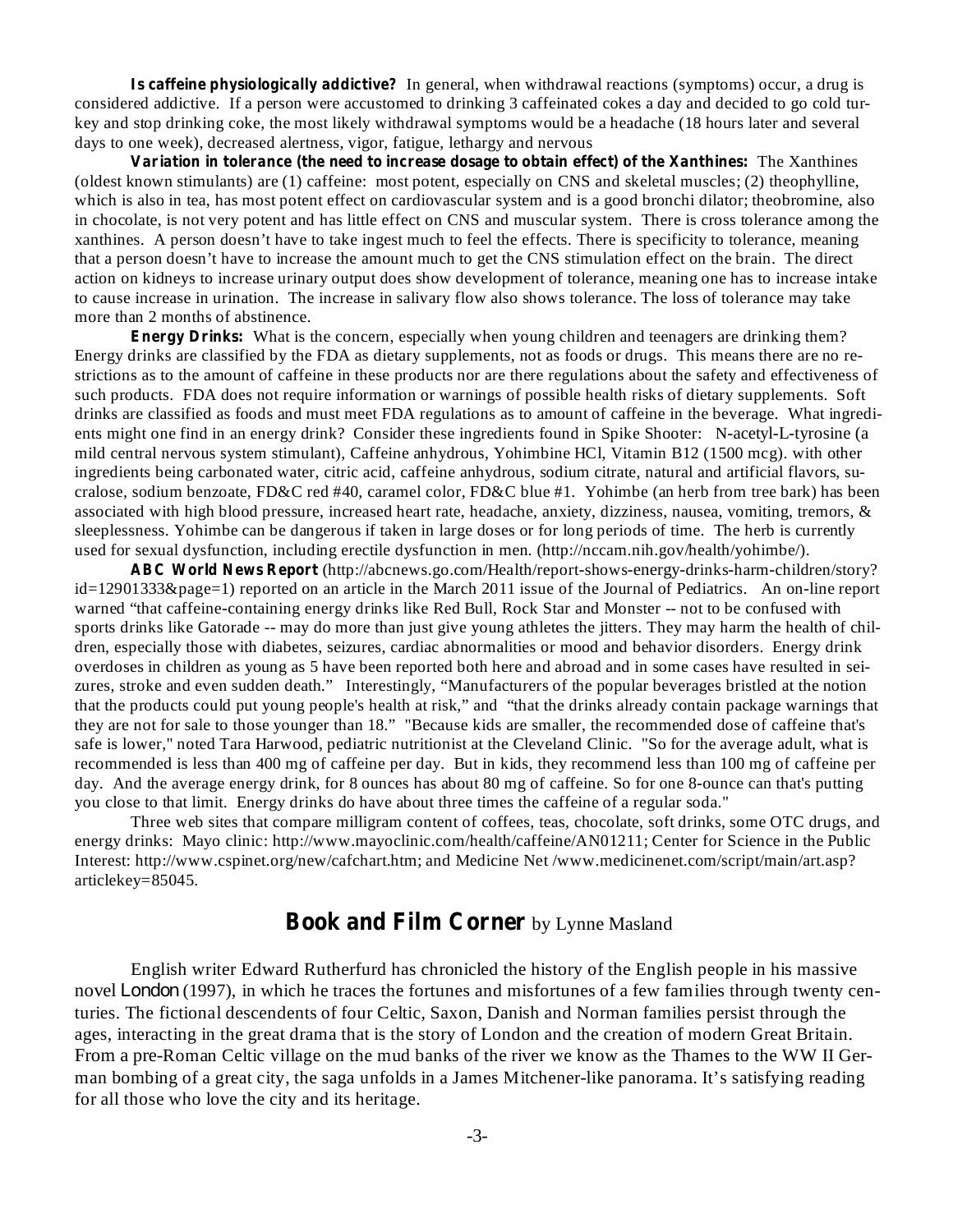**Is caffeine physiologically addictive?** In general, when withdrawal reactions (symptoms) occur, a drug is considered addictive. If a person were accustomed to drinking 3 caffeinated cokes a day and decided to go cold turkey and stop drinking coke, the most likely withdrawal symptoms would be a headache (18 hours later and several days to one week), decreased alertness, vigor, fatigue, lethargy and nervous

**Variation in tolerance (the need to increase dosage to obtain effect) of the Xanthines:** The Xanthines (oldest known stimulants) are (1) caffeine: most potent, especially on CNS and skeletal muscles; (2) theophylline, which is also in tea, has most potent effect on cardiovascular system and is a good bronchi dilator; theobromine, also in chocolate, is not very potent and has little effect on CNS and muscular system. There is cross tolerance among the xanthines. A person doesn't have to take ingest much to feel the effects. There is specificity to tolerance, meaning that a person doesn't have to increase the amount much to get the CNS stimulation effect on the brain. The direct action on kidneys to increase urinary output does show development of tolerance, meaning one has to increase intake to cause increase in urination. The increase in salivary flow also shows tolerance. The loss of tolerance may take more than 2 months of abstinence.

**Energy Drinks:** What is the concern, especially when young children and teenagers are drinking them? Energy drinks are classified by the FDA as dietary supplements, not as foods or drugs. This means there are no restrictions as to the amount of caffeine in these products nor are there regulations about the safety and effectiveness of such products. FDA does not require information or warnings of possible health risks of dietary supplements. Soft drinks are classified as foods and must meet FDA regulations as to amount of caffeine in the beverage. What ingredients might one find in an energy drink? Consider these ingredients found in Spike Shooter: N-acetyl-L-tyrosine (a mild central nervous system stimulant), Caffeine anhydrous, Yohimbine HCl, Vitamin B12 (1500 mcg). with other ingredients being carbonated water, citric acid, caffeine anhydrous, sodium citrate, natural and artificial flavors, sucralose, sodium benzoate, FD&C red #40, caramel color, FD&C blue #1. Yohimbe (an herb from tree bark) has been associated with high blood pressure, increased heart rate, headache, anxiety, dizziness, nausea, vomiting, tremors, & sleeplessness. Yohimbe can be dangerous if taken in large doses or for long periods of time. The herb is currently used for sexual dysfunction, including erectile dysfunction in men. (http://nccam.nih.gov/health/yohimbe/).

**ABC World News Report** (http://abcnews.go.com/Health/report-shows-energy-drinks-harm-children/story?id=12901333&page=1) reported on an article in the March 2011 issue of the Journal of Pediatrics. An on-line report warned "that caffeine-containing energy drinks like Red Bull, Rock Star and Monster -- not to be confused with sports drinks like Gatorade -- may do more than just give young athletes the jitters. They may harm the health of children, especially those with diabetes, seizures, cardiac abnormalities or mood and behavior disorders. Energy drink overdoses in children as young as 5 have been reported both here and abroad and in some cases have resulted in seizures, stroke and even sudden death." Interestingly, "Manufacturers of the popular beverages bristled at the notion that the products could put young people's health at risk," and "that the drinks already contain package warnings that they are not for sale to those younger than 18." "Because kids are smaller, the recommended dose of caffeine that's safe is lower," noted Tara Harwood, pediatric nutritionist at the Cleveland Clinic. "So for the average adult, what is recommended is less than 400 mg of caffeine per day. But in kids, they recommend less than 100 mg of caffeine per day. And the average energy drink, for 8 ounces has about 80 mg of caffeine. So for one 8-ounce can that's putting you close to that limit. Energy drinks do have about three times the caffeine of a regular soda."

Three web sites that compare milligram content of coffees, teas, chocolate, soft drinks, some OTC drugs, and energy drinks: Mayo clinic: http://www.mayoclinic.com/health/caffeine/AN01211; Center for Science in the Public Interest: http://www.cspinet.org/new/cafchart.htm; and Medicine Net /www.medicinenet.com/script/main/art.asp?articlekey=85045.

## Book and Film Corner by Lynne Masland

English writer Edward Rutherfurd has chronicled the history of the English people in his massive novel *London* (1997), in which he traces the fortunes and misfortunes of a few families through twenty centuries. The fictional descendents of four Celtic, Saxon, Danish and Norman families persist through the ages, interacting in the great drama that is the story of London and the creation of modern Great Britain. From a pre-Roman Celtic village on the mud banks of the river we know as the Thames to the WW II German bombing of a great city, the saga unfolds in a James Mitchener-like panorama. It's satisfying reading for all those who love the city and its heritage.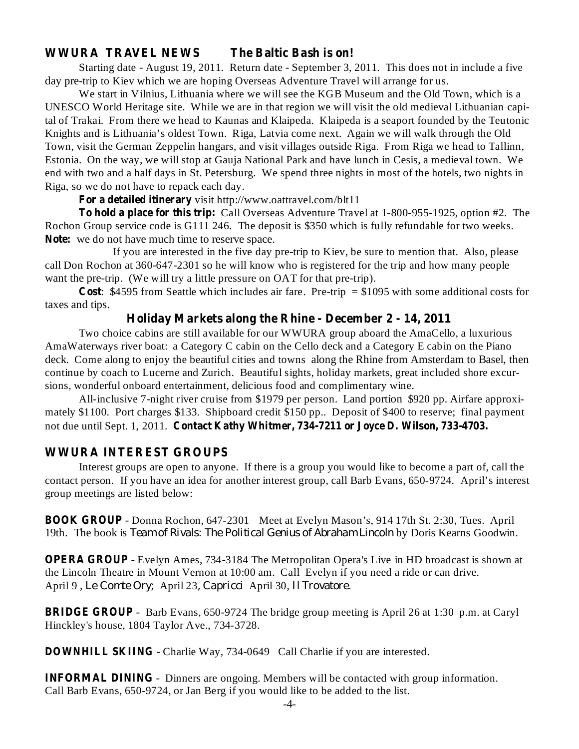## WWURA TRAVEL NEWS    The Baltic Bash is on!

Starting date - August 19, 2011. Return date - September 3, 2011. This does not in include a five day pre-trip to Kiev which we are hoping Overseas Adventure Travel will arrange for us.

We start in Vilnius, Lithuania where we will see the KGB Museum and the Old Town, which is a UNESCO World Heritage site. While we are in that region we will visit the old medieval Lithuanian capital of Trakai. From there we head to Kaunas and Klaipeda. Klaipeda is a seaport founded by the Teutonic Knights and is Lithuania's oldest Town. Riga, Latvia come next. Again we will walk through the Old Town, visit the German Zeppelin hangars, and visit villages outside Riga. From Riga we head to Tallinn, Estonia. On the way, we will stop at Gauja National Park and have lunch in Cesis, a medieval town. We end with two and a half days in St. Petersburg. We spend three nights in most of the hotels, two nights in Riga, so we do not have to repack each day.

**For a detailed itinerary** visit http://www.oattravel.com/blt11

**To hold a place for this trip:** Call Overseas Adventure Travel at 1-800-955-1925, option #2. The Rochon Group service code is G111 246. The deposit is $350 which is fully refundable for two weeks.
**Note:** we do not have much time to reserve space.

If you are interested in the five day pre-trip to Kiev, be sure to mention that. Also, please call Don Rochon at 360-647-2301 so he will know who is registered for the trip and how many people want the pre-trip. (We will try a little pressure on OAT for that pre-trip).

**Cost**: $4595 from Seattle which includes air fare. Pre-trip = $1095 with some additional costs for taxes and tips.

### Holiday Markets along the Rhine - December 2 - 14, 2011

Two choice cabins are still available for our WWURA group aboard the AmaCello, a luxurious AmaWaterways river boat: a Category C cabin on the Cello deck and a Category E cabin on the Piano deck. Come along to enjoy the beautiful cities and towns along the Rhine from Amsterdam to Basel, then continue by coach to Lucerne and Zurich. Beautiful sights, holiday markets, great included shore excursions, wonderful onboard entertainment, delicious food and complimentary wine.

All-inclusive 7-night river cruise from $1979 per person. Land portion $920 pp. Airfare approximately $1100. Port charges $133. Shipboard credit $150 pp.. Deposit of $400 to reserve; final payment not due until Sept. 1, 2011. **Contact Kathy Whitmer, 734-7211 or Joyce D. Wilson, 733-4703.**

## WWURA INTEREST GROUPS

Interest groups are open to anyone. If there is a group you would like to become a part of, call the contact person. If you have an idea for another interest group, call Barb Evans, 650-9724. April's interest group meetings are listed below:

**BOOK GROUP** - Donna Rochon, 647-2301 Meet at Evelyn Mason's, 914 17th St. 2:30, Tues. April 19th. The book is *Team of Rivals: The Political Genius of Abraham Lincoln* by Doris Kearns Goodwin.

**OPERA GROUP** - Evelyn Ames, 734-3184 The Metropolitan Opera's Live in HD broadcast is shown at the Lincoln Theatre in Mount Vernon at 10:00 am. Call Evelyn if you need a ride or can drive.
April 9 , *Le Comte Ory;* April 23, *Capricci* April 30, *Il Trovatore.*

**BRIDGE GROUP** - Barb Evans, 650-9724 The bridge group meeting is April 26 at 1:30 p.m. at Caryl Hinckley's house, 1804 Taylor Ave., 734-3728.

**DOWNHILL SKIING** - Charlie Way, 734-0649 Call Charlie if you are interested.

**INFORMAL DINING** - Dinners are ongoing. Members will be contacted with group information. Call Barb Evans, 650-9724, or Jan Berg if you would like to be added to the list.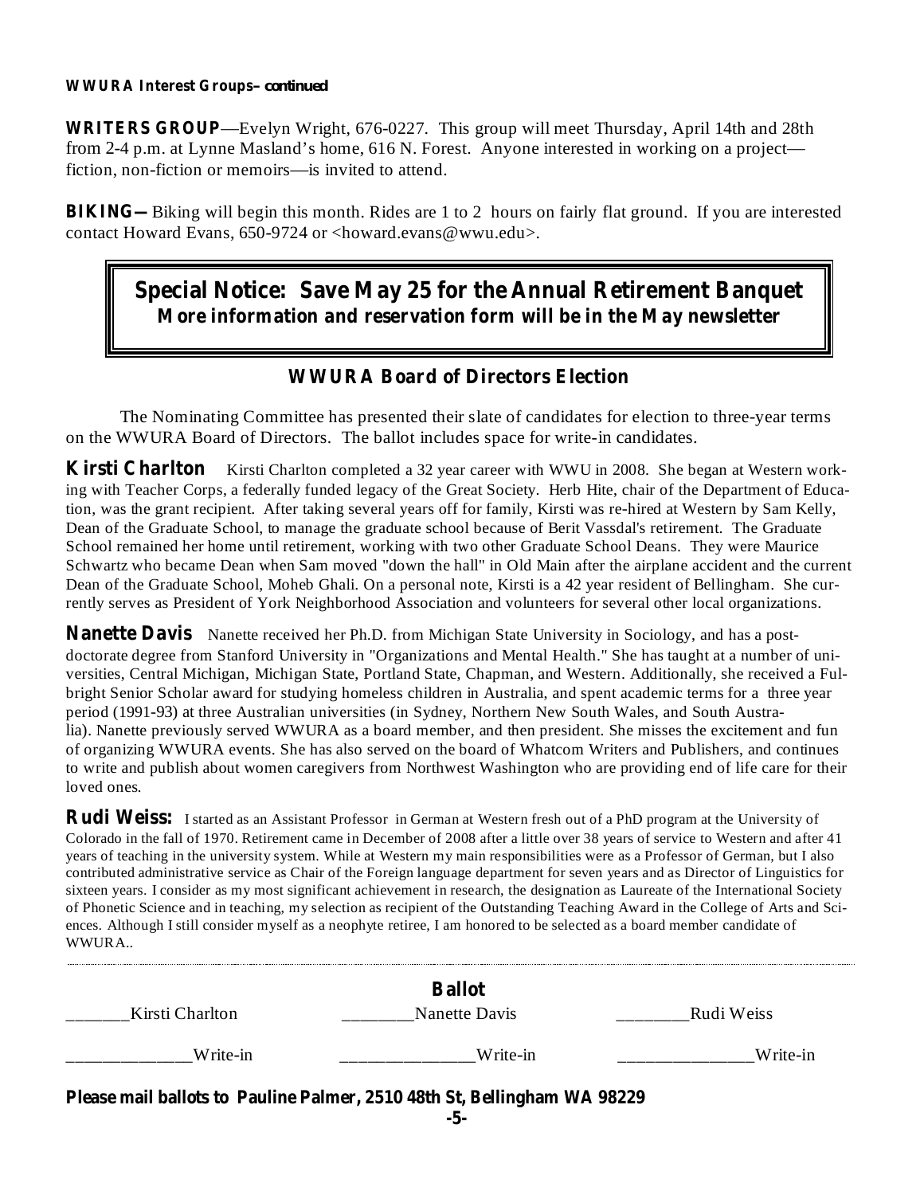**WWURA Interest Groups–** ***continued***

**WRITERS GROUP**—Evelyn Wright, 676-0227. This group will meet Thursday, April 14th and 28th from 2-4 p.m. at Lynne Masland's home, 616 N. Forest. Anyone interested in working on a project—fiction, non-fiction or memoirs—is invited to attend.

**BIKING—** Biking will begin this month. Rides are 1 to 2 hours on fairly flat ground. If you are interested contact Howard Evans, 650-9724 or <howard.evans@wwu.edu>.

> ## Special Notice: Save May 25 for the Annual Retirement Banquet
> **More information and reservation form will be in the May newsletter**

## WWURA Board of Directors Election

The Nominating Committee has presented their slate of candidates for election to three-year terms on the WWURA Board of Directors. The ballot includes space for write-in candidates.

**Kirsti Charlton** Kirsti Charlton completed a 32 year career with WWU in 2008. She began at Western working with Teacher Corps, a federally funded legacy of the Great Society. Herb Hite, chair of the Department of Education, was the grant recipient. After taking several years off for family, Kirsti was re-hired at Western by Sam Kelly, Dean of the Graduate School, to manage the graduate school because of Berit Vassdal's retirement. The Graduate School remained her home until retirement, working with two other Graduate School Deans. They were Maurice Schwartz who became Dean when Sam moved "down the hall" in Old Main after the airplane accident and the current Dean of the Graduate School, Moheb Ghali. On a personal note, Kirsti is a 42 year resident of Bellingham. She currently serves as President of York Neighborhood Association and volunteers for several other local organizations.

**Nanette Davis** Nanette received her Ph.D. from Michigan State University in Sociology, and has a post-doctorate degree from Stanford University in "Organizations and Mental Health." She has taught at a number of universities, Central Michigan, Michigan State, Portland State, Chapman, and Western. Additionally, she received a Fulbright Senior Scholar award for studying homeless children in Australia, and spent academic terms for a three year period (1991-93) at three Australian universities (in Sydney, Northern New South Wales, and South Australia). Nanette previously served WWURA as a board member, and then president. She misses the excitement and fun of organizing WWURA events. She has also served on the board of Whatcom Writers and Publishers, and continues to write and publish about women caregivers from Northwest Washington who are providing end of life care for their loved ones.

**Rudi Weiss:** I started as an Assistant Professor in German at Western fresh out of a PhD program at the University of Colorado in the fall of 1970. Retirement came in December of 2008 after a little over 38 years of service to Western and after 41 years of teaching in the university system. While at Western my main responsibilities were as a Professor of German, but I also contributed administrative service as Chair of the Foreign language department for seven years and as Director of Linguistics for sixteen years. I consider as my most significant achievement in research, the designation as Laureate of the International Society of Phonetic Science and in teaching, my selection as recipient of the Outstanding Teaching Award in the College of Arts and Sciences. Although I still consider myself as a neophyte retiree, I am honored to be selected as a board member candidate of WWURA..

---

**Ballot**

_______Kirsti Charlton  ________Nanette Davis  ________Rudi Weiss

_____________Write-in  ______________Write-in  ______________Write-in

**Please mail ballots to Pauline Palmer, 2510 48th St, Bellingham WA 98229**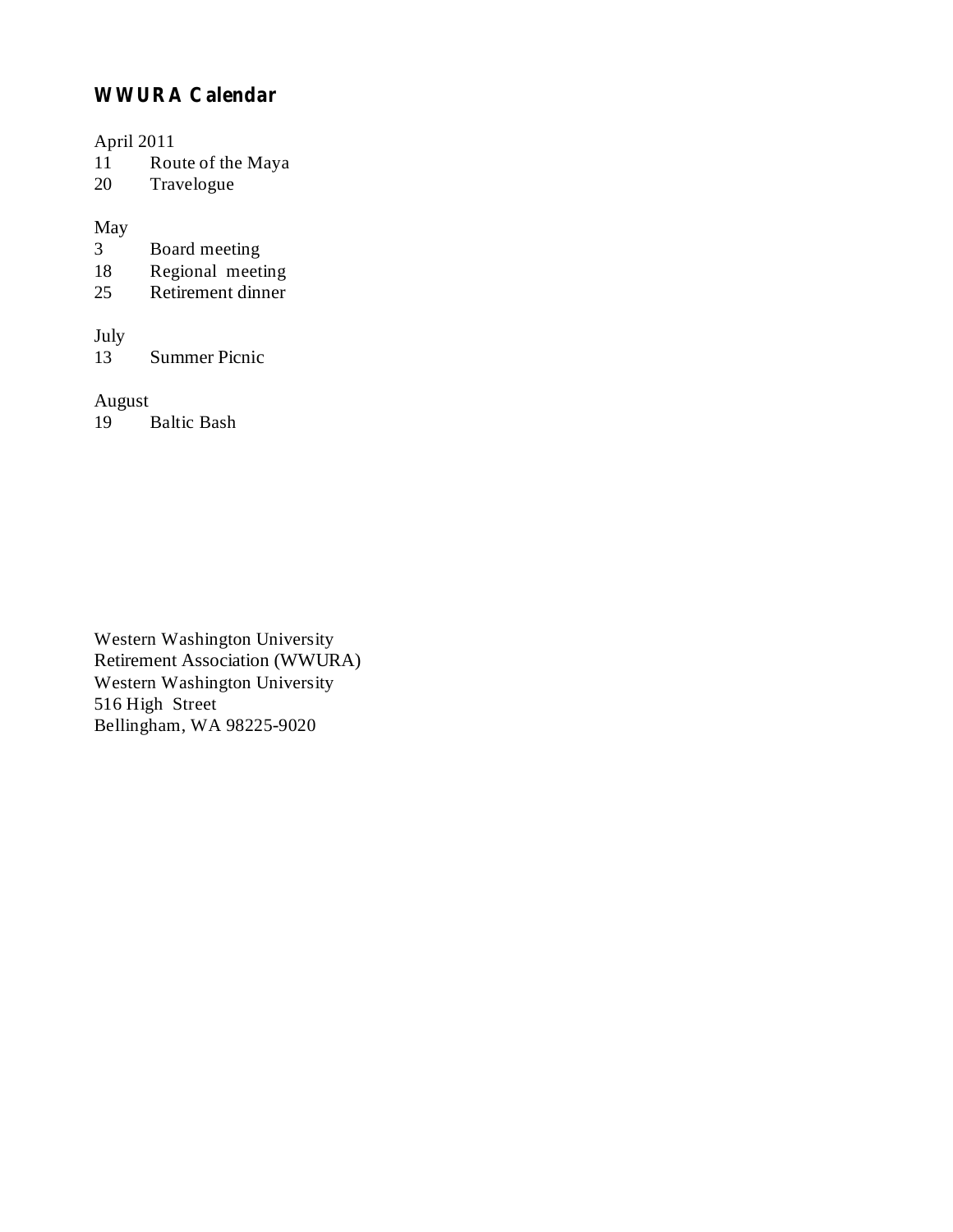## WWURA Calendar

April 2011

| | |
|---|---|
| 11 | Route of the Maya |
| 20 | Travelogue |

May

| | |
|---|---|
| 3 | Board meeting |
| 18 | Regional meeting |
| 25 | Retirement dinner |

July

| | |
|---|---|
| 13 | Summer Picnic |

August

| | |
|---|---|
| 19 | Baltic Bash |

Western Washington University
Retirement Association (WWURA)
Western Washington University
516 High Street
Bellingham, WA 98225-9020